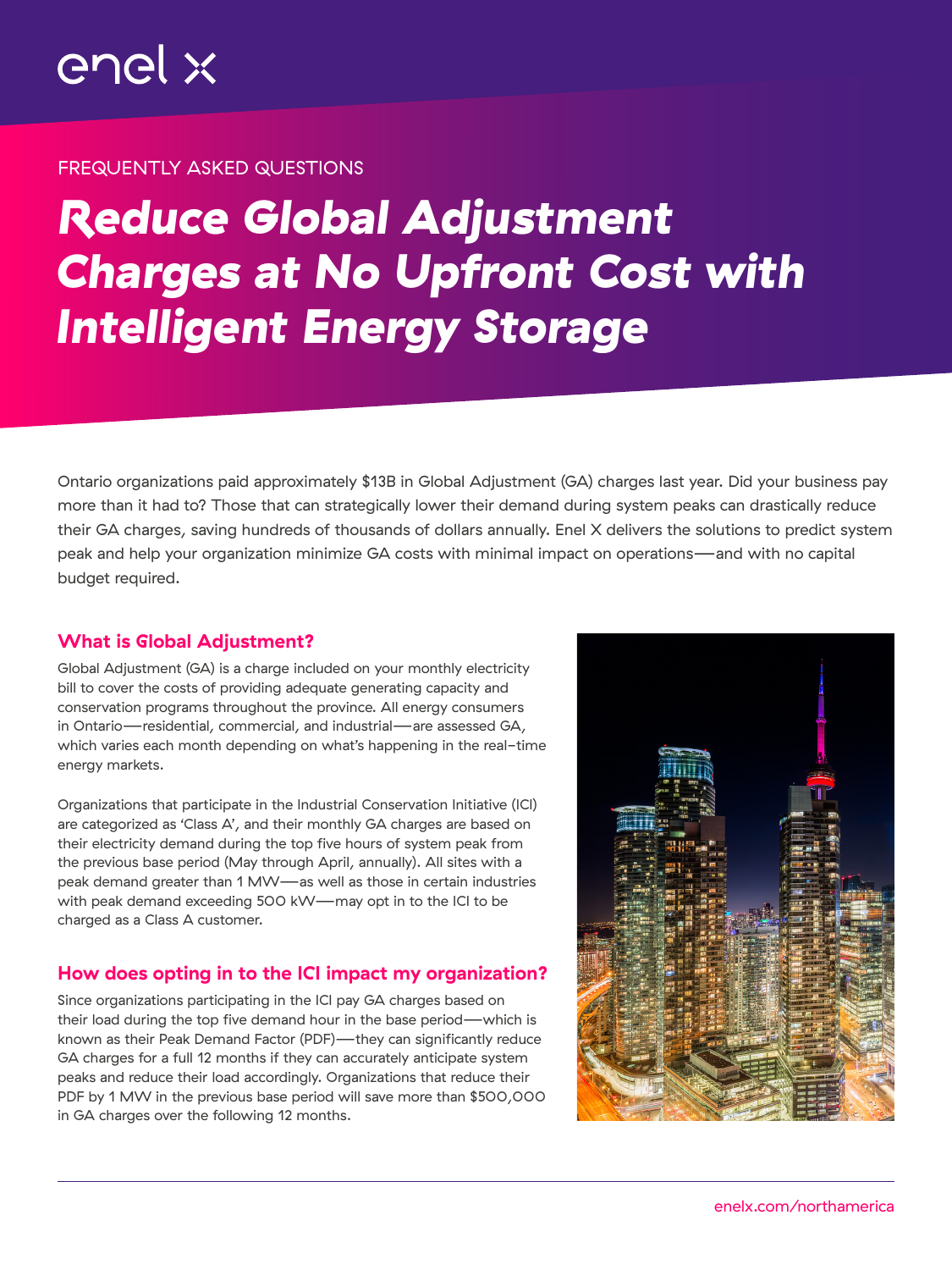enel x

FREQUENTLY ASKED QUESTIONS

# *Reduce Global Adjustment Charges at No Upfront Cost with Intelligent Energy Storage*

Ontario organizations paid approximately $13B in Global Adjustment (GA) charges last year. Did your business pay more than it had to? Those that can strategically lower their demand during system peaks can drastically reduce their GA charges, saving hundreds of thousands of dollars annually. Enel X delivers the solutions to predict system peak and help your organization minimize GA costs with minimal impact on operations—and with no capital budget required.

## What is Global Adjustment?

Global Adjustment (GA) is a charge included on your monthly electricity bill to cover the costs of providing adequate generating capacity and conservation programs throughout the province. All energy consumers in Ontario—residential, commercial, and industrial—are assessed GA, which varies each month depending on what's happening in the real-time energy markets.

Organizations that participate in the Industrial Conservation Initiative (ICI) are categorized as 'Class A', and their monthly GA charges are based on their electricity demand during the top five hours of system peak from the previous base period (May through April, annually). All sites with a peak demand greater than 1 MW—as well as those in certain industries with peak demand exceeding 500 kW—may opt in to the ICI to be charged as a Class A customer.

## How does opting in to the ICI impact my organization?

Since organizations participating in the ICI pay GA charges based on their load during the top five demand hour in the base period—which is known as their Peak Demand Factor (PDF)—they can significantly reduce GA charges for a full 12 months if they can accurately anticipate system peaks and reduce their load accordingly. Organizations that reduce their PDF by 1 MW in the previous base period will save more than $500,000 in GA charges over the following 12 months.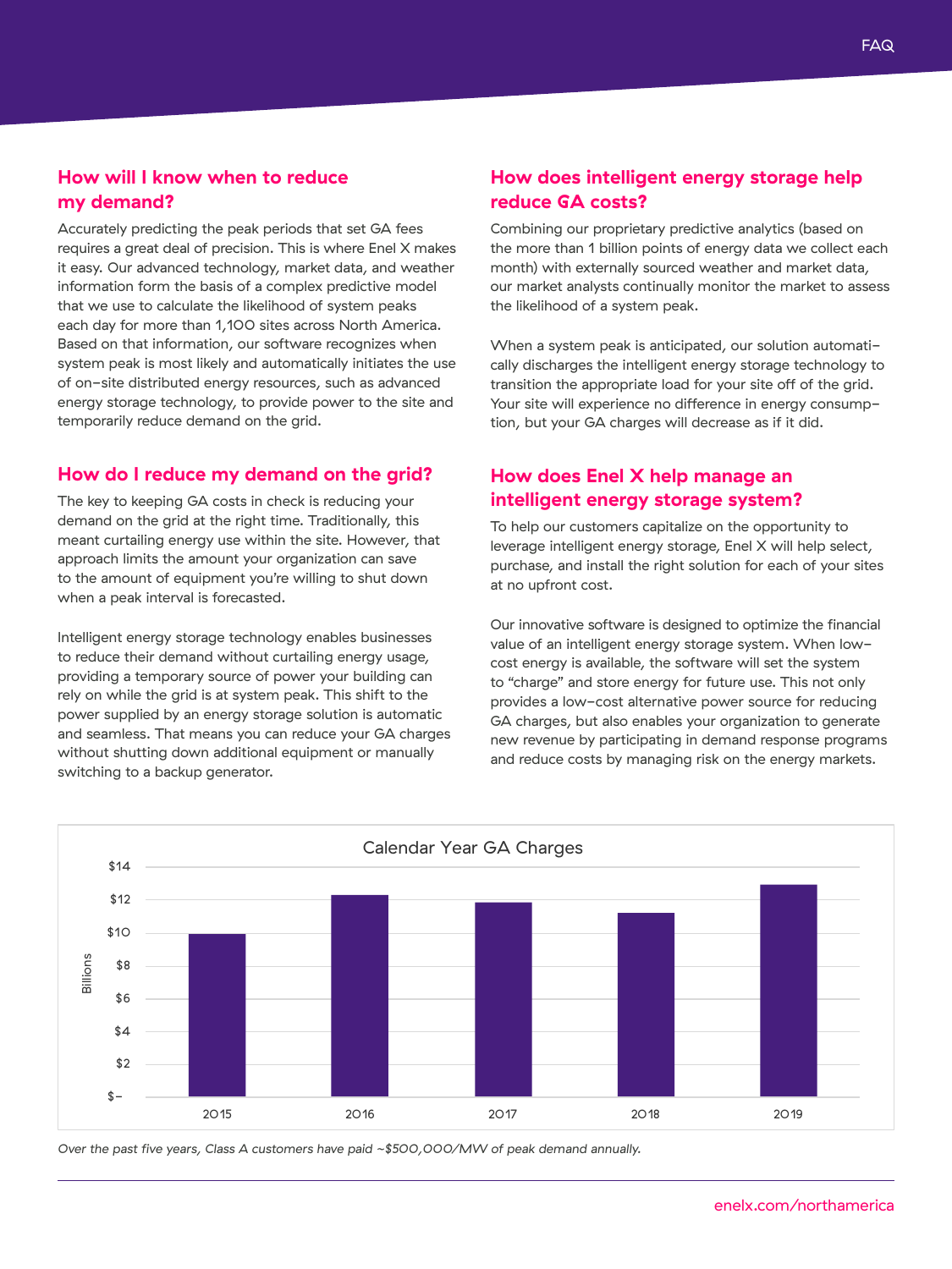## How will I know when to reduce my demand?

Accurately predicting the peak periods that set GA fees requires a great deal of precision. This is where Enel X makes it easy. Our advanced technology, market data, and weather information form the basis of a complex predictive model that we use to calculate the likelihood of system peaks each day for more than 1,100 sites across North America. Based on that information, our software recognizes when system peak is most likely and automatically initiates the use of on-site distributed energy resources, such as advanced energy storage technology, to provide power to the site and temporarily reduce demand on the grid.

## How do I reduce my demand on the grid?

The key to keeping GA costs in check is reducing your demand on the grid at the right time. Traditionally, this meant curtailing energy use within the site. However, that approach limits the amount your organization can save to the amount of equipment you're willing to shut down when a peak interval is forecasted.

Intelligent energy storage technology enables businesses to reduce their demand without curtailing energy usage, providing a temporary source of power your building can rely on while the grid is at system peak. This shift to the power supplied by an energy storage solution is automatic and seamless. That means you can reduce your GA charges without shutting down additional equipment or manually switching to a backup generator.

## How does intelligent energy storage help reduce GA costs?

Combining our proprietary predictive analytics (based on the more than 1 billion points of energy data we collect each month) with externally sourced weather and market data, our market analysts continually monitor the market to assess the likelihood of a system peak.

When a system peak is anticipated, our solution automatically discharges the intelligent energy storage technology to transition the appropriate load for your site off of the grid. Your site will experience no difference in energy consumption, but your GA charges will decrease as if it did.

## How does Enel X help manage an intelligent energy storage system?

To help our customers capitalize on the opportunity to leverage intelligent energy storage, Enel X will help select, purchase, and install the right solution for each of your sites at no upfront cost.

Our innovative software is designed to optimize the financial value of an intelligent energy storage system. When low-cost energy is available, the software will set the system to "charge" and store energy for future use. This not only provides a low-cost alternative power source for reducing GA charges, but also enables your organization to generate new revenue by participating in demand response programs and reduce costs by managing risk on the energy markets.

**Calendar Year GA Charges** (Billions)

| Year | GA Charges (approx., Billions) |
|---|---|
| 2015 | ~$10 |
| 2016 | ~$12.3 |
| 2017 | ~$11.8 |
| 2018 | ~$11.2 |
| 2019 | ~$12.9 |

*Over the past five years, Class A customers have paid ~$500,000/MW of peak demand annually.*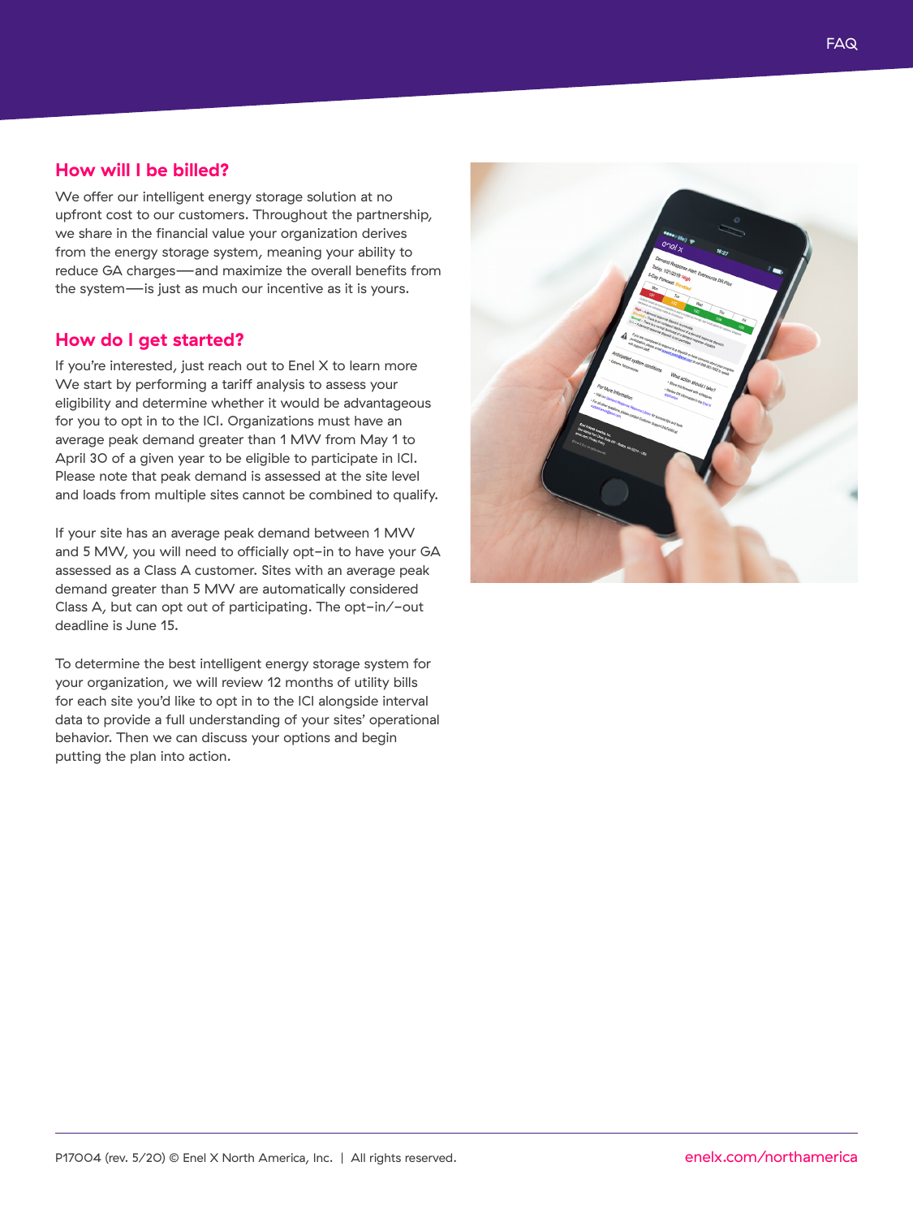## How will I be billed?

We offer our intelligent energy storage solution at no upfront cost to our customers. Throughout the partnership, we share in the financial value your organization derives from the energy storage system, meaning your ability to reduce GA charges—and maximize the overall benefits from the system—is just as much our incentive as it is yours.

## How do I get started?

If you're interested, just reach out to Enel X to learn more We start by performing a tariff analysis to assess your eligibility and determine whether it would be advantageous for you to opt in to the ICI. Organizations must have an average peak demand greater than 1 MW from May 1 to April 30 of a given year to be eligible to participate in ICI. Please note that peak demand is assessed at the site level and loads from multiple sites cannot be combined to qualify.

If your site has an average peak demand between 1 MW and 5 MW, you will need to officially opt-in to have your GA assessed as a Class A customer. Sites with an average peak demand greater than 5 MW are automatically considered Class A, but can opt out of participating. The opt-in/-out deadline is June 15.

To determine the best intelligent energy storage system for your organization, we will review 12 months of utility bills for each site you'd like to opt in to the ICI alongside interval data to provide a full understanding of your sites' operational behavior. Then we can discuss your options and begin putting the plan into action.